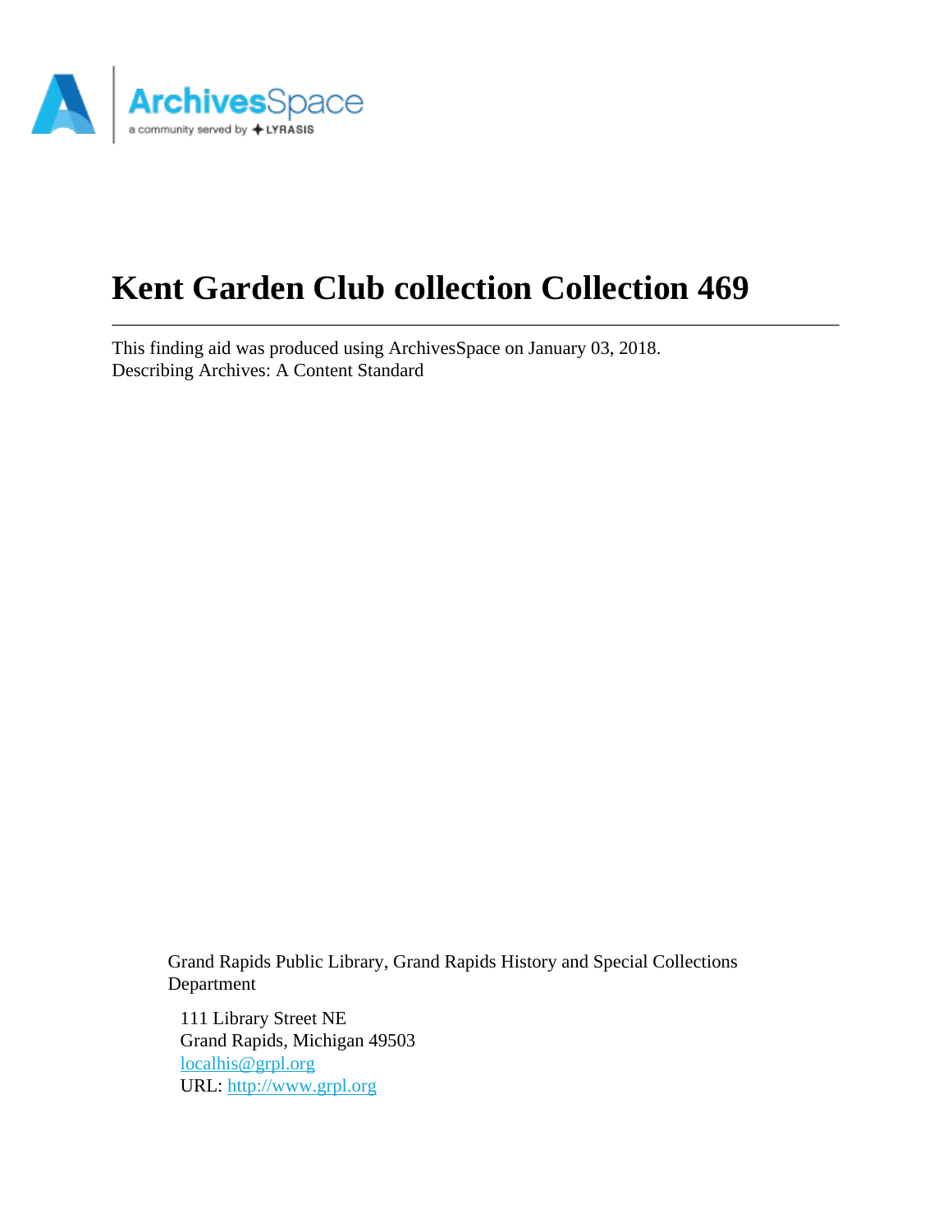# Kent Garden Club collection Collection 469

This finding aid was produced using ArchivesSpace on January 03, 2018.
Describing Archives: A Content Standard

Grand Rapids Public Library, Grand Rapids History and Special Collections Department

111 Library Street NE
Grand Rapids, Michigan 49503
localhis@grpl.org
URL: http://www.grpl.org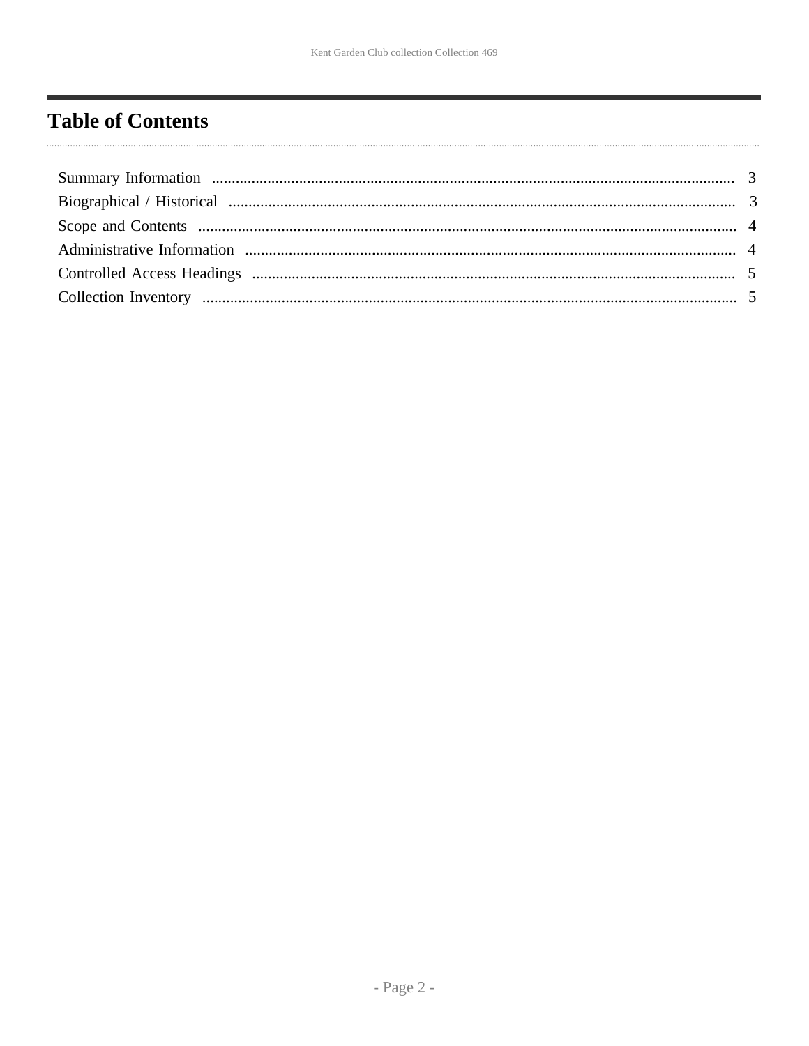## Table of Contents

- Summary Information ........ 3
- Biographical / Historical ........ 3
- Scope and Contents ........ 4
- Administrative Information ........ 4
- Controlled Access Headings ........ 5
- Collection Inventory ........ 5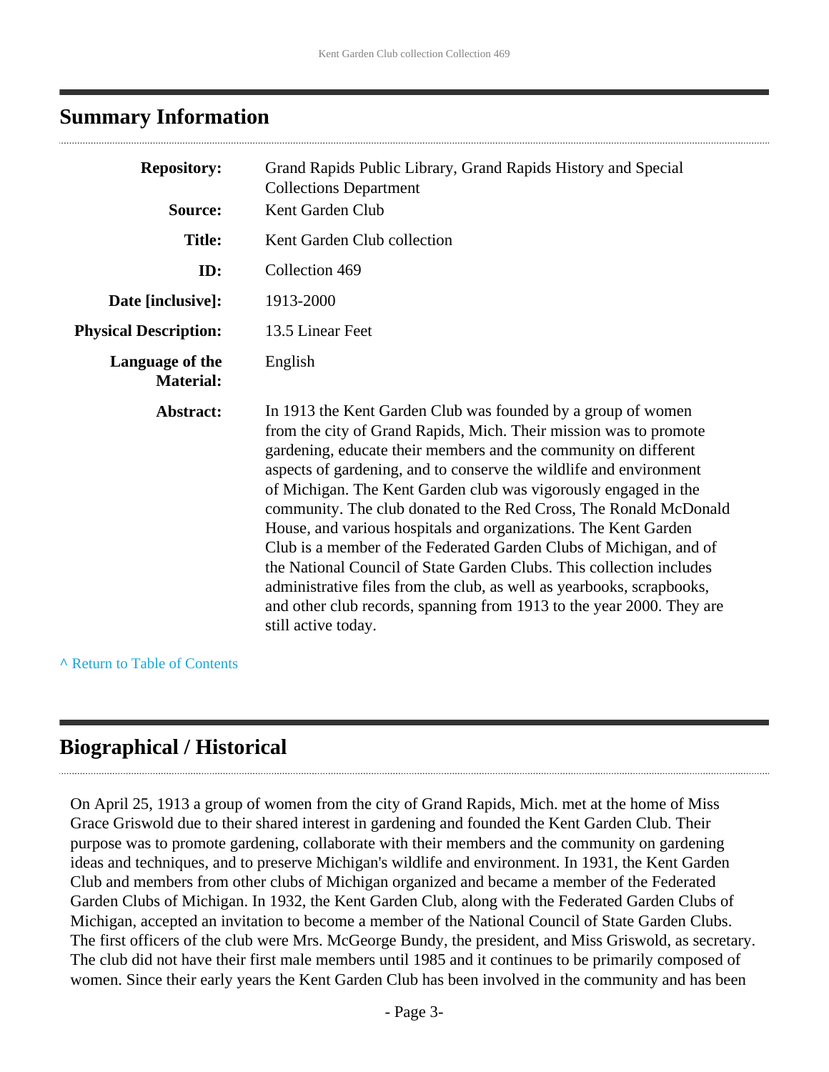## Summary Information

| | |
|---|---|
| **Repository:** | Grand Rapids Public Library, Grand Rapids History and Special Collections Department |
| **Source:** | Kent Garden Club |
| **Title:** | Kent Garden Club collection |
| **ID:** | Collection 469 |
| **Date [inclusive]:** | 1913-2000 |
| **Physical Description:** | 13.5 Linear Feet |
| **Language of the Material:** | English |
| **Abstract:** | In 1913 the Kent Garden Club was founded by a group of women from the city of Grand Rapids, Mich. Their mission was to promote gardening, educate their members and the community on different aspects of gardening, and to conserve the wildlife and environment of Michigan. The Kent Garden club was vigorously engaged in the community. The club donated to the Red Cross, The Ronald McDonald House, and various hospitals and organizations. The Kent Garden Club is a member of the Federated Garden Clubs of Michigan, and of the National Council of State Garden Clubs. This collection includes administrative files from the club, as well as yearbooks, scrapbooks, and other club records, spanning from 1913 to the year 2000. They are still active today. |

^ Return to Table of Contents

## Biographical / Historical

On April 25, 1913 a group of women from the city of Grand Rapids, Mich. met at the home of Miss Grace Griswold due to their shared interest in gardening and founded the Kent Garden Club. Their purpose was to promote gardening, collaborate with their members and the community on gardening ideas and techniques, and to preserve Michigan's wildlife and environment. In 1931, the Kent Garden Club and members from other clubs of Michigan organized and became a member of the Federated Garden Clubs of Michigan. In 1932, the Kent Garden Club, along with the Federated Garden Clubs of Michigan, accepted an invitation to become a member of the National Council of State Garden Clubs. The first officers of the club were Mrs. McGeorge Bundy, the president, and Miss Griswold, as secretary. The club did not have their first male members until 1985 and it continues to be primarily composed of women. Since their early years the Kent Garden Club has been involved in the community and has been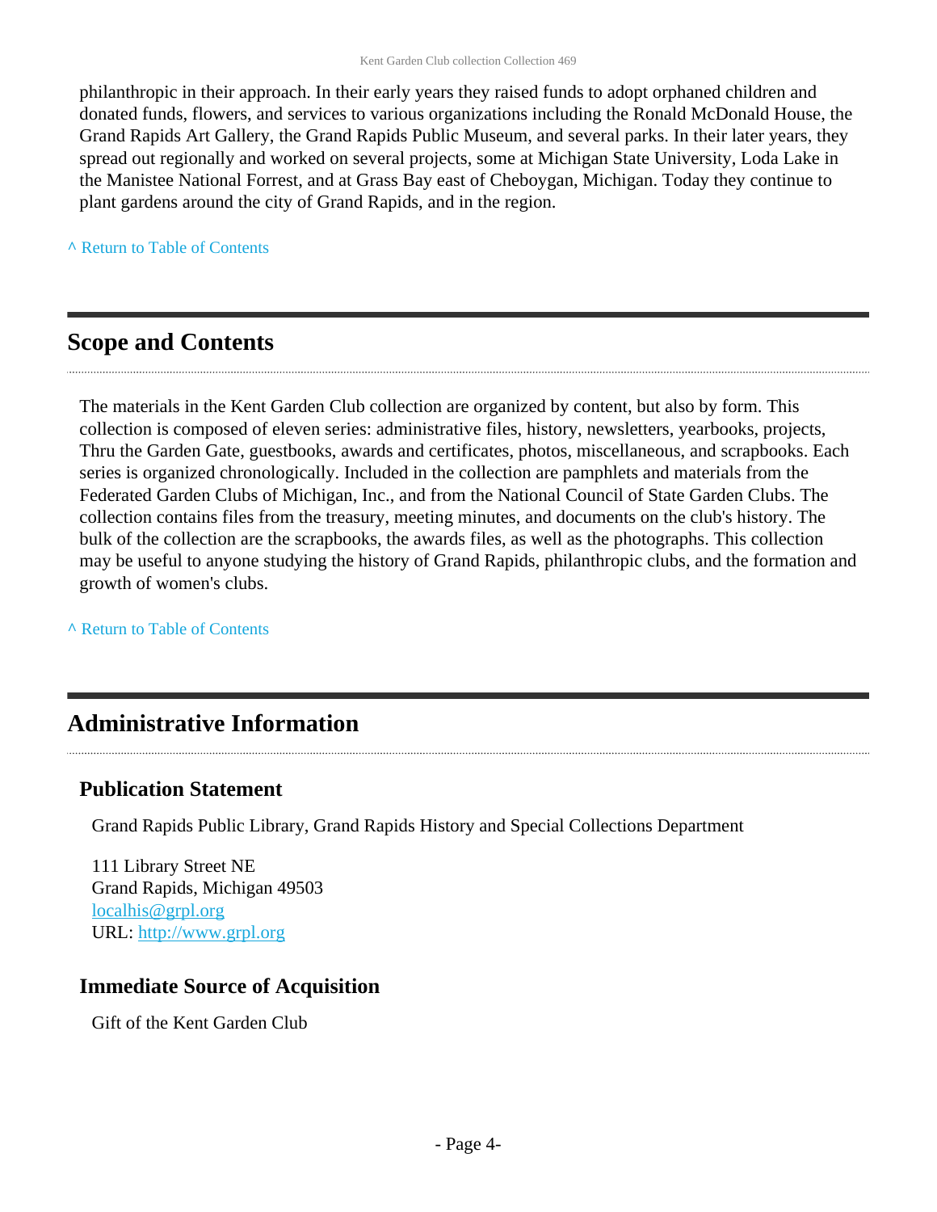philanthropic in their approach. In their early years they raised funds to adopt orphaned children and donated funds, flowers, and services to various organizations including the Ronald McDonald House, the Grand Rapids Art Gallery, the Grand Rapids Public Museum, and several parks. In their later years, they spread out regionally and worked on several projects, some at Michigan State University, Loda Lake in the Manistee National Forrest, and at Grass Bay east of Cheboygan, Michigan. Today they continue to plant gardens around the city of Grand Rapids, and in the region.

^ Return to Table of Contents

## Scope and Contents

The materials in the Kent Garden Club collection are organized by content, but also by form. This collection is composed of eleven series: administrative files, history, newsletters, yearbooks, projects, Thru the Garden Gate, guestbooks, awards and certificates, photos, miscellaneous, and scrapbooks. Each series is organized chronologically. Included in the collection are pamphlets and materials from the Federated Garden Clubs of Michigan, Inc., and from the National Council of State Garden Clubs. The collection contains files from the treasury, meeting minutes, and documents on the club's history. The bulk of the collection are the scrapbooks, the awards files, as well as the photographs. This collection may be useful to anyone studying the history of Grand Rapids, philanthropic clubs, and the formation and growth of women's clubs.

^ Return to Table of Contents

## Administrative Information

### Publication Statement

Grand Rapids Public Library, Grand Rapids History and Special Collections Department

111 Library Street NE
Grand Rapids, Michigan 49503
localhis@grpl.org
URL: http://www.grpl.org

### Immediate Source of Acquisition

Gift of the Kent Garden Club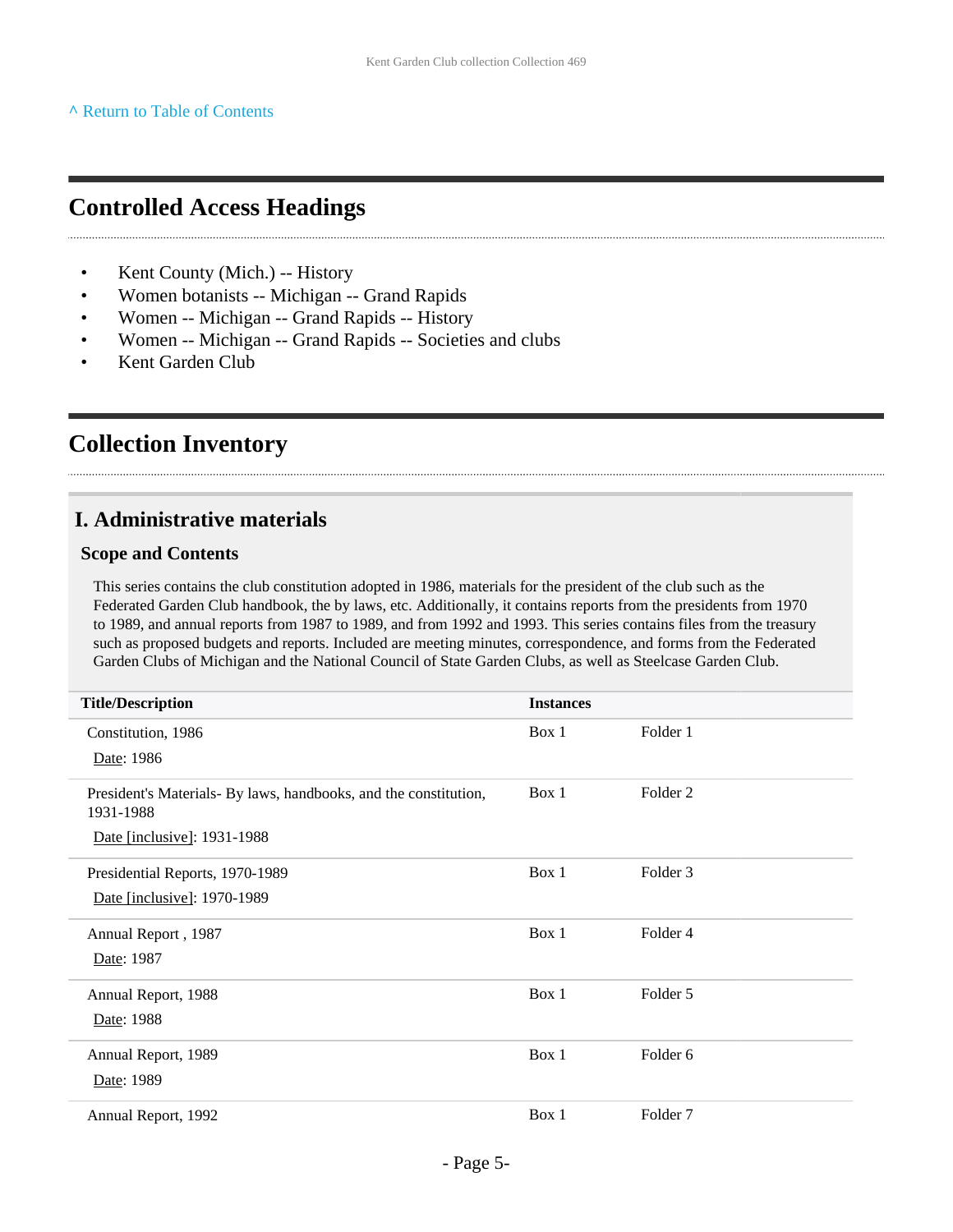^ Return to Table of Contents

## Controlled Access Headings

- Kent County (Mich.) -- History
- Women botanists -- Michigan -- Grand Rapids
- Women -- Michigan -- Grand Rapids -- History
- Women -- Michigan -- Grand Rapids -- Societies and clubs
- Kent Garden Club

## Collection Inventory

### I. Administrative materials

#### Scope and Contents

This series contains the club constitution adopted in 1986, materials for the president of the club such as the Federated Garden Club handbook, the by laws, etc. Additionally, it contains reports from the presidents from 1970 to 1989, and annual reports from 1987 to 1989, and from 1992 and 1993. This series contains files from the treasury such as proposed budgets and reports. Included are meeting minutes, correspondence, and forms from the Federated Garden Clubs of Michigan and the National Council of State Garden Clubs, as well as Steelcase Garden Club.

| Title/Description | Instances | |
|---|---|---|
| Constitution, 1986<br>Date: 1986 | Box 1 | Folder 1 |
| President's Materials- By laws, handbooks, and the constitution, 1931-1988<br>Date [inclusive]: 1931-1988 | Box 1 | Folder 2 |
| Presidential Reports, 1970-1989<br>Date [inclusive]: 1970-1989 | Box 1 | Folder 3 |
| Annual Report , 1987<br>Date: 1987 | Box 1 | Folder 4 |
| Annual Report, 1988<br>Date: 1988 | Box 1 | Folder 5 |
| Annual Report, 1989<br>Date: 1989 | Box 1 | Folder 6 |
| Annual Report, 1992 | Box 1 | Folder 7 |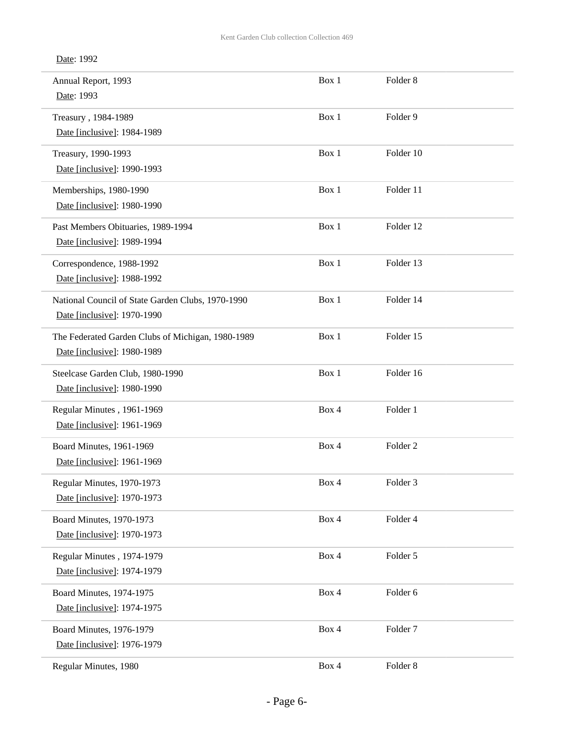Date: 1992

| | | |
|---|---|---|
| Annual Report, 1993<br>Date: 1993 | Box 1 | Folder 8 |
| Treasury , 1984-1989<br>Date [inclusive]: 1984-1989 | Box 1 | Folder 9 |
| Treasury, 1990-1993<br>Date [inclusive]: 1990-1993 | Box 1 | Folder 10 |
| Memberships, 1980-1990<br>Date [inclusive]: 1980-1990 | Box 1 | Folder 11 |
| Past Members Obituaries, 1989-1994<br>Date [inclusive]: 1989-1994 | Box 1 | Folder 12 |
| Correspondence, 1988-1992<br>Date [inclusive]: 1988-1992 | Box 1 | Folder 13 |
| National Council of State Garden Clubs, 1970-1990<br>Date [inclusive]: 1970-1990 | Box 1 | Folder 14 |
| The Federated Garden Clubs of Michigan, 1980-1989<br>Date [inclusive]: 1980-1989 | Box 1 | Folder 15 |
| Steelcase Garden Club, 1980-1990<br>Date [inclusive]: 1980-1990 | Box 1 | Folder 16 |
| Regular Minutes , 1961-1969<br>Date [inclusive]: 1961-1969 | Box 4 | Folder 1 |
| Board Minutes, 1961-1969<br>Date [inclusive]: 1961-1969 | Box 4 | Folder 2 |
| Regular Minutes, 1970-1973<br>Date [inclusive]: 1970-1973 | Box 4 | Folder 3 |
| Board Minutes, 1970-1973<br>Date [inclusive]: 1970-1973 | Box 4 | Folder 4 |
| Regular Minutes , 1974-1979<br>Date [inclusive]: 1974-1979 | Box 4 | Folder 5 |
| Board Minutes, 1974-1975<br>Date [inclusive]: 1974-1975 | Box 4 | Folder 6 |
| Board Minutes, 1976-1979<br>Date [inclusive]: 1976-1979 | Box 4 | Folder 7 |
| Regular Minutes, 1980 | Box 4 | Folder 8 |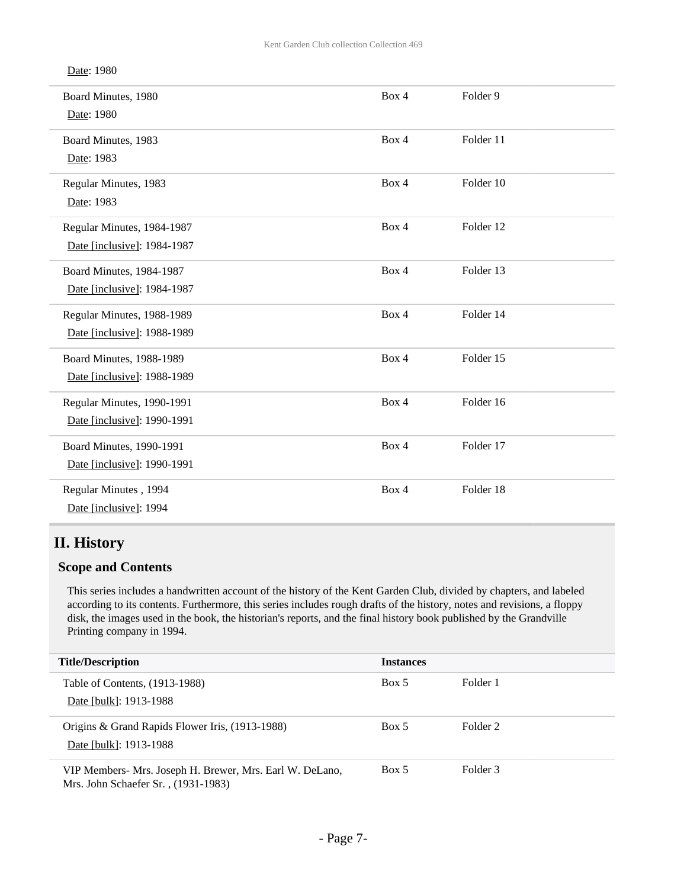Date: 1980

| | | |
|---|---|---|
| Board Minutes, 1980<br>Date: 1980 | Box 4 | Folder 9 |
| Board Minutes, 1983<br>Date: 1983 | Box 4 | Folder 11 |
| Regular Minutes, 1983<br>Date: 1983 | Box 4 | Folder 10 |
| Regular Minutes, 1984-1987<br>Date [inclusive]: 1984-1987 | Box 4 | Folder 12 |
| Board Minutes, 1984-1987<br>Date [inclusive]: 1984-1987 | Box 4 | Folder 13 |
| Regular Minutes, 1988-1989<br>Date [inclusive]: 1988-1989 | Box 4 | Folder 14 |
| Board Minutes, 1988-1989<br>Date [inclusive]: 1988-1989 | Box 4 | Folder 15 |
| Regular Minutes, 1990-1991<br>Date [inclusive]: 1990-1991 | Box 4 | Folder 16 |
| Board Minutes, 1990-1991<br>Date [inclusive]: 1990-1991 | Box 4 | Folder 17 |
| Regular Minutes , 1994<br>Date [inclusive]: 1994 | Box 4 | Folder 18 |

## II. History

### Scope and Contents

This series includes a handwritten account of the history of the Kent Garden Club, divided by chapters, and labeled according to its contents. Furthermore, this series includes rough drafts of the history, notes and revisions, a floppy disk, the images used in the book, the historian's reports, and the final history book published by the Grandville Printing company in 1994.

| Title/Description | Instances | |
|---|---|---|
| Table of Contents, (1913-1988)<br>Date [bulk]: 1913-1988 | Box 5 | Folder 1 |
| Origins & Grand Rapids Flower Iris, (1913-1988)<br>Date [bulk]: 1913-1988 | Box 5 | Folder 2 |
| VIP Members- Mrs. Joseph H. Brewer, Mrs. Earl W. DeLano, Mrs. John Schaefer Sr. , (1931-1983) | Box 5 | Folder 3 |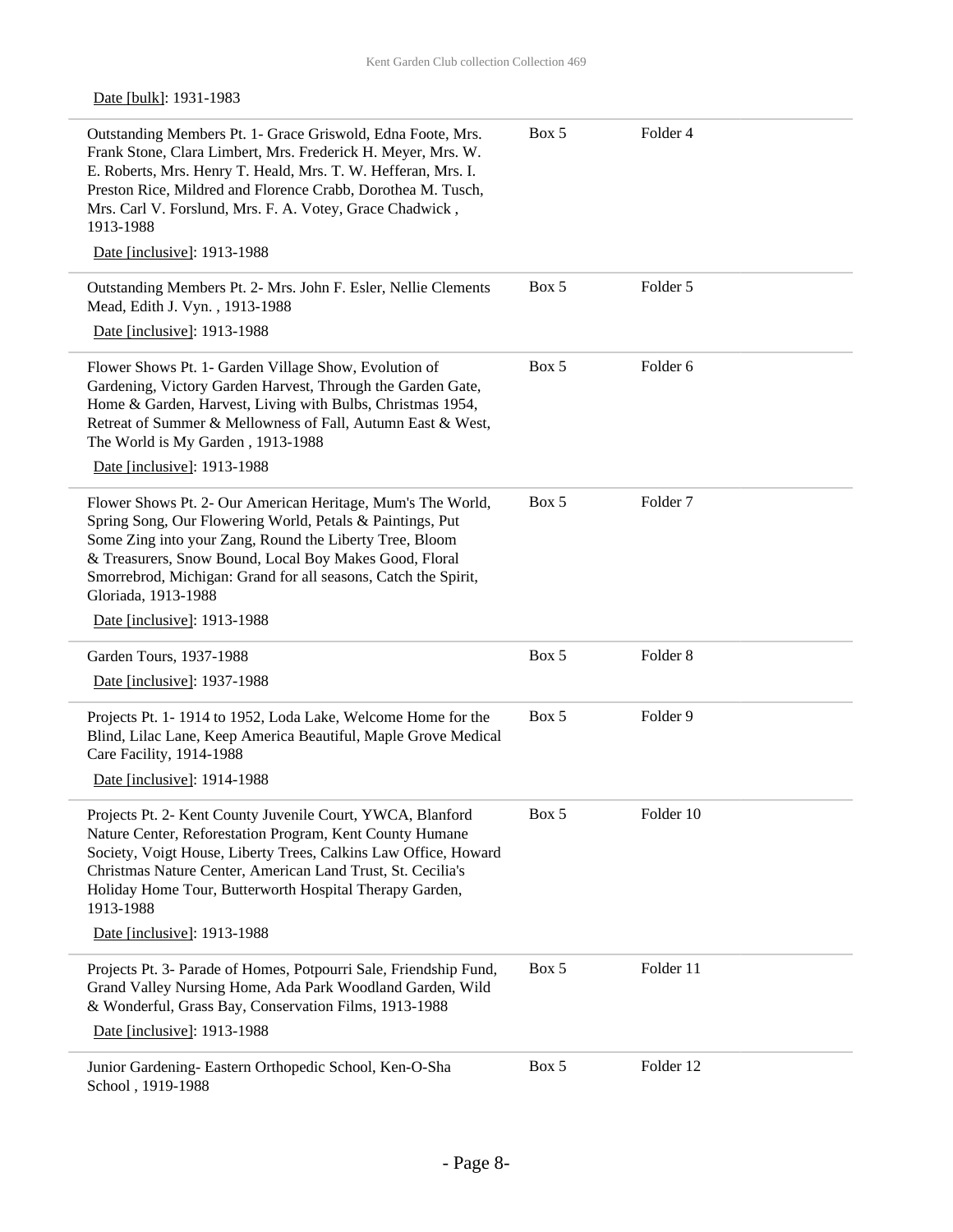Date [bulk]: 1931-1983

| | | |
|---|---|---|
| Outstanding Members Pt. 1- Grace Griswold, Edna Foote, Mrs. Frank Stone, Clara Limbert, Mrs. Frederick H. Meyer, Mrs. W. E. Roberts, Mrs. Henry T. Heald, Mrs. T. W. Hefferan, Mrs. I. Preston Rice, Mildred and Florence Crabb, Dorothea M. Tusch, Mrs. Carl V. Forslund, Mrs. F. A. Votey, Grace Chadwick , 1913-1988<br>Date [inclusive]: 1913-1988 | Box 5 | Folder 4 |
| Outstanding Members Pt. 2- Mrs. John F. Esler, Nellie Clements Mead, Edith J. Vyn. , 1913-1988<br>Date [inclusive]: 1913-1988 | Box 5 | Folder 5 |
| Flower Shows Pt. 1- Garden Village Show, Evolution of Gardening, Victory Garden Harvest, Through the Garden Gate, Home & Garden, Harvest, Living with Bulbs, Christmas 1954, Retreat of Summer & Mellowness of Fall, Autumn East & West, The World is My Garden , 1913-1988<br>Date [inclusive]: 1913-1988 | Box 5 | Folder 6 |
| Flower Shows Pt. 2- Our American Heritage, Mum's The World, Spring Song, Our Flowering World, Petals & Paintings, Put Some Zing into your Zang, Round the Liberty Tree, Bloom & Treasurers, Snow Bound, Local Boy Makes Good, Floral Smorrebrod, Michigan: Grand for all seasons, Catch the Spirit, Gloriada, 1913-1988<br>Date [inclusive]: 1913-1988 | Box 5 | Folder 7 |
| Garden Tours, 1937-1988<br>Date [inclusive]: 1937-1988 | Box 5 | Folder 8 |
| Projects Pt. 1- 1914 to 1952, Loda Lake, Welcome Home for the Blind, Lilac Lane, Keep America Beautiful, Maple Grove Medical Care Facility, 1914-1988<br>Date [inclusive]: 1914-1988 | Box 5 | Folder 9 |
| Projects Pt. 2- Kent County Juvenile Court, YWCA, Blanford Nature Center, Reforestation Program, Kent County Humane Society, Voigt House, Liberty Trees, Calkins Law Office, Howard Christmas Nature Center, American Land Trust, St. Cecilia's Holiday Home Tour, Butterworth Hospital Therapy Garden, 1913-1988<br>Date [inclusive]: 1913-1988 | Box 5 | Folder 10 |
| Projects Pt. 3- Parade of Homes, Potpourri Sale, Friendship Fund, Grand Valley Nursing Home, Ada Park Woodland Garden, Wild & Wonderful, Grass Bay, Conservation Films, 1913-1988<br>Date [inclusive]: 1913-1988 | Box 5 | Folder 11 |
| Junior Gardening- Eastern Orthopedic School, Ken-O-Sha School , 1919-1988 | Box 5 | Folder 12 |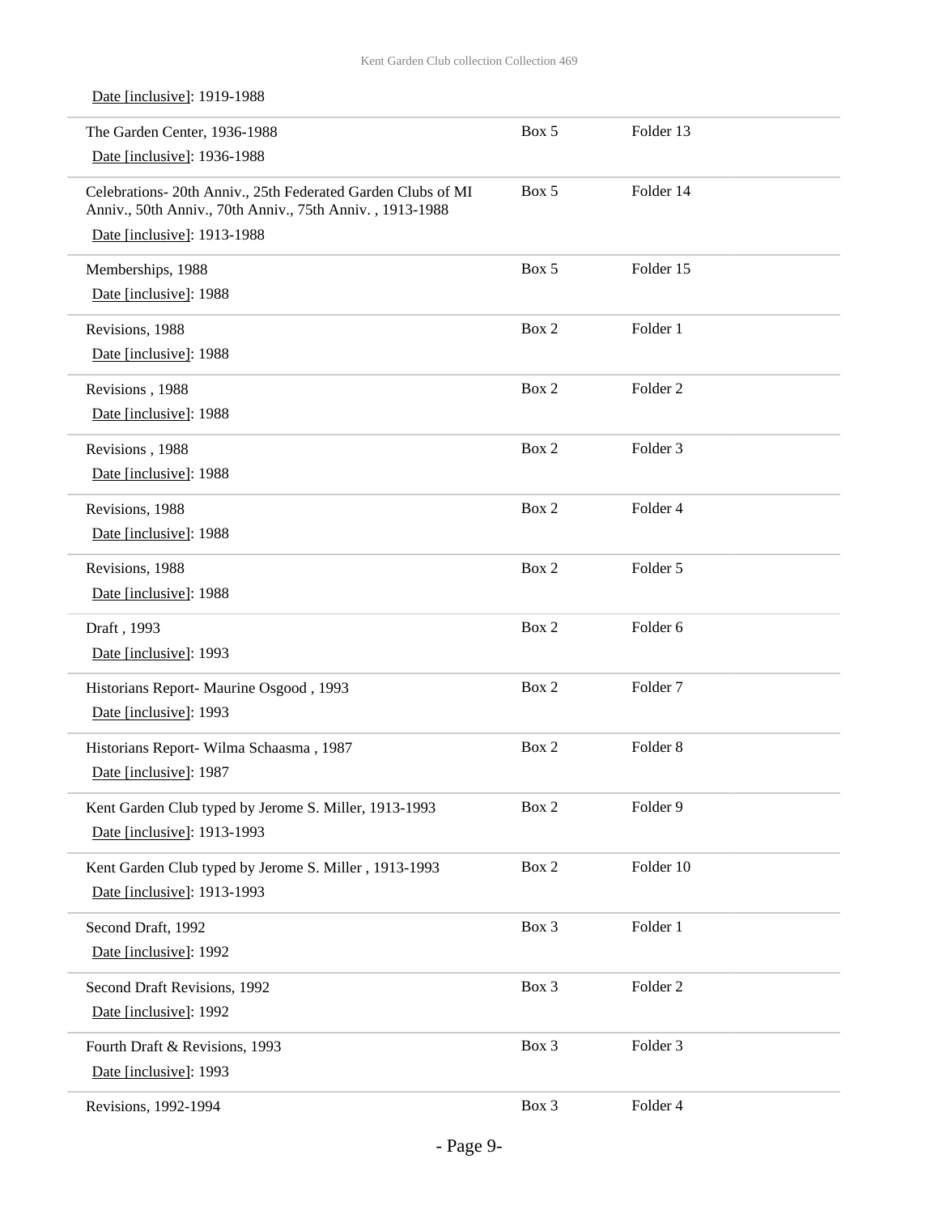Date [inclusive]: 1919-1988

| | | |
|---|---|---|
| The Garden Center, 1936-1988<br>Date [inclusive]: 1936-1988 | Box 5 | Folder 13 |
| Celebrations- 20th Anniv., 25th Federated Garden Clubs of MI Anniv., 50th Anniv., 70th Anniv., 75th Anniv. , 1913-1988<br>Date [inclusive]: 1913-1988 | Box 5 | Folder 14 |
| Memberships, 1988<br>Date [inclusive]: 1988 | Box 5 | Folder 15 |
| Revisions, 1988<br>Date [inclusive]: 1988 | Box 2 | Folder 1 |
| Revisions , 1988<br>Date [inclusive]: 1988 | Box 2 | Folder 2 |
| Revisions , 1988<br>Date [inclusive]: 1988 | Box 2 | Folder 3 |
| Revisions, 1988<br>Date [inclusive]: 1988 | Box 2 | Folder 4 |
| Revisions, 1988<br>Date [inclusive]: 1988 | Box 2 | Folder 5 |
| Draft , 1993<br>Date [inclusive]: 1993 | Box 2 | Folder 6 |
| Historians Report- Maurine Osgood , 1993<br>Date [inclusive]: 1993 | Box 2 | Folder 7 |
| Historians Report- Wilma Schaasma , 1987<br>Date [inclusive]: 1987 | Box 2 | Folder 8 |
| Kent Garden Club typed by Jerome S. Miller, 1913-1993<br>Date [inclusive]: 1913-1993 | Box 2 | Folder 9 |
| Kent Garden Club typed by Jerome S. Miller , 1913-1993<br>Date [inclusive]: 1913-1993 | Box 2 | Folder 10 |
| Second Draft, 1992<br>Date [inclusive]: 1992 | Box 3 | Folder 1 |
| Second Draft Revisions, 1992<br>Date [inclusive]: 1992 | Box 3 | Folder 2 |
| Fourth Draft & Revisions, 1993<br>Date [inclusive]: 1993 | Box 3 | Folder 3 |
| Revisions, 1992-1994 | Box 3 | Folder 4 |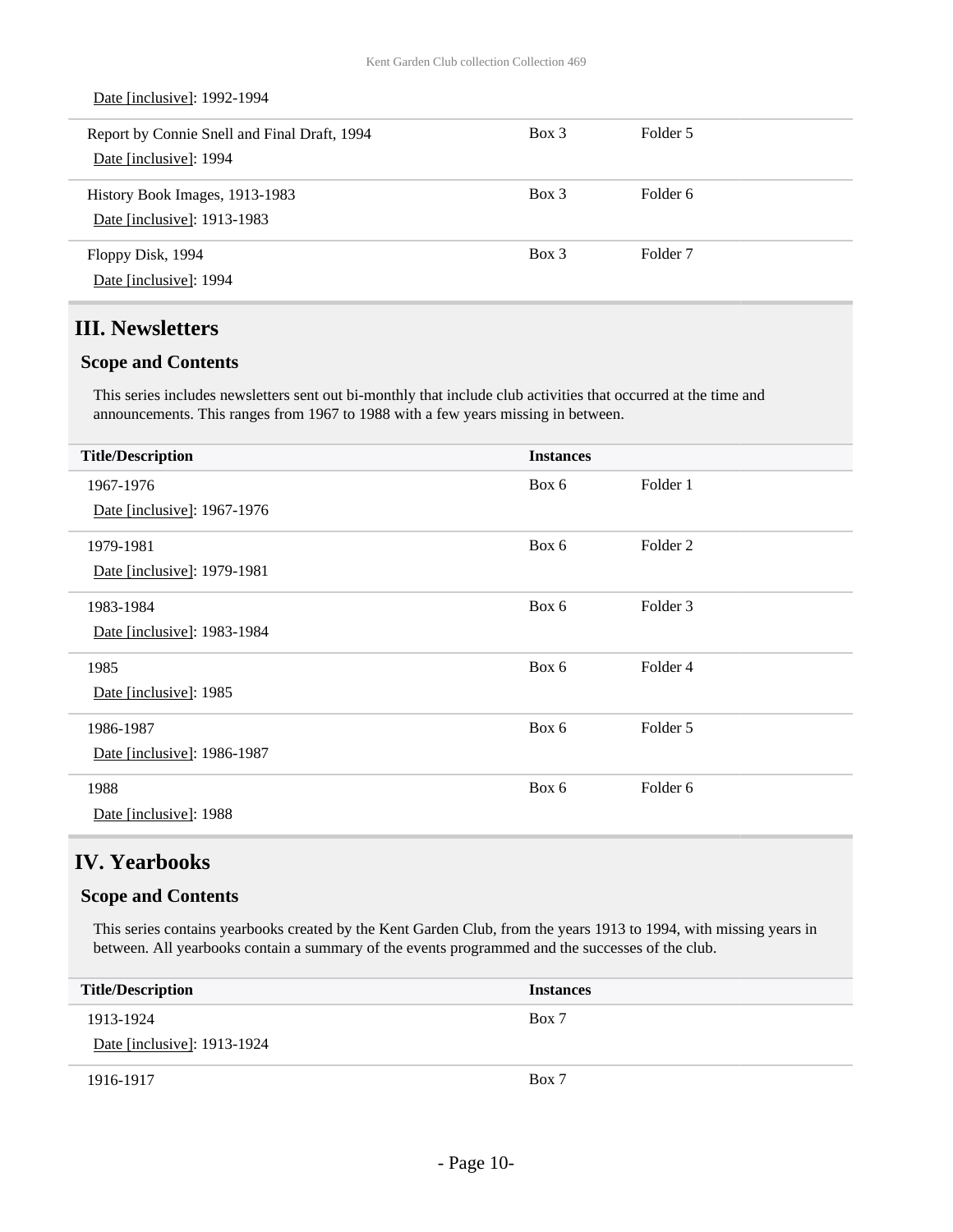Date [inclusive]: 1992-1994

| Title/Description | Instances | |
|---|---|---|
| Report by Connie Snell and Final Draft, 1994<br>Date [inclusive]: 1994 | Box 3 | Folder 5 |
| History Book Images, 1913-1983<br>Date [inclusive]: 1913-1983 | Box 3 | Folder 6 |
| Floppy Disk, 1994<br>Date [inclusive]: 1994 | Box 3 | Folder 7 |

## III. Newsletters

### Scope and Contents

This series includes newsletters sent out bi-monthly that include club activities that occurred at the time and announcements. This ranges from 1967 to 1988 with a few years missing in between.

| Title/Description | Instances | |
|---|---|---|
| 1967-1976<br>Date [inclusive]: 1967-1976 | Box 6 | Folder 1 |
| 1979-1981<br>Date [inclusive]: 1979-1981 | Box 6 | Folder 2 |
| 1983-1984<br>Date [inclusive]: 1983-1984 | Box 6 | Folder 3 |
| 1985<br>Date [inclusive]: 1985 | Box 6 | Folder 4 |
| 1986-1987<br>Date [inclusive]: 1986-1987 | Box 6 | Folder 5 |
| 1988<br>Date [inclusive]: 1988 | Box 6 | Folder 6 |

## IV. Yearbooks

### Scope and Contents

This series contains yearbooks created by the Kent Garden Club, from the years 1913 to 1994, with missing years in between. All yearbooks contain a summary of the events programmed and the successes of the club.

| Title/Description | Instances |
|---|---|
| 1913-1924<br>Date [inclusive]: 1913-1924 | Box 7 |
| 1916-1917 | Box 7 |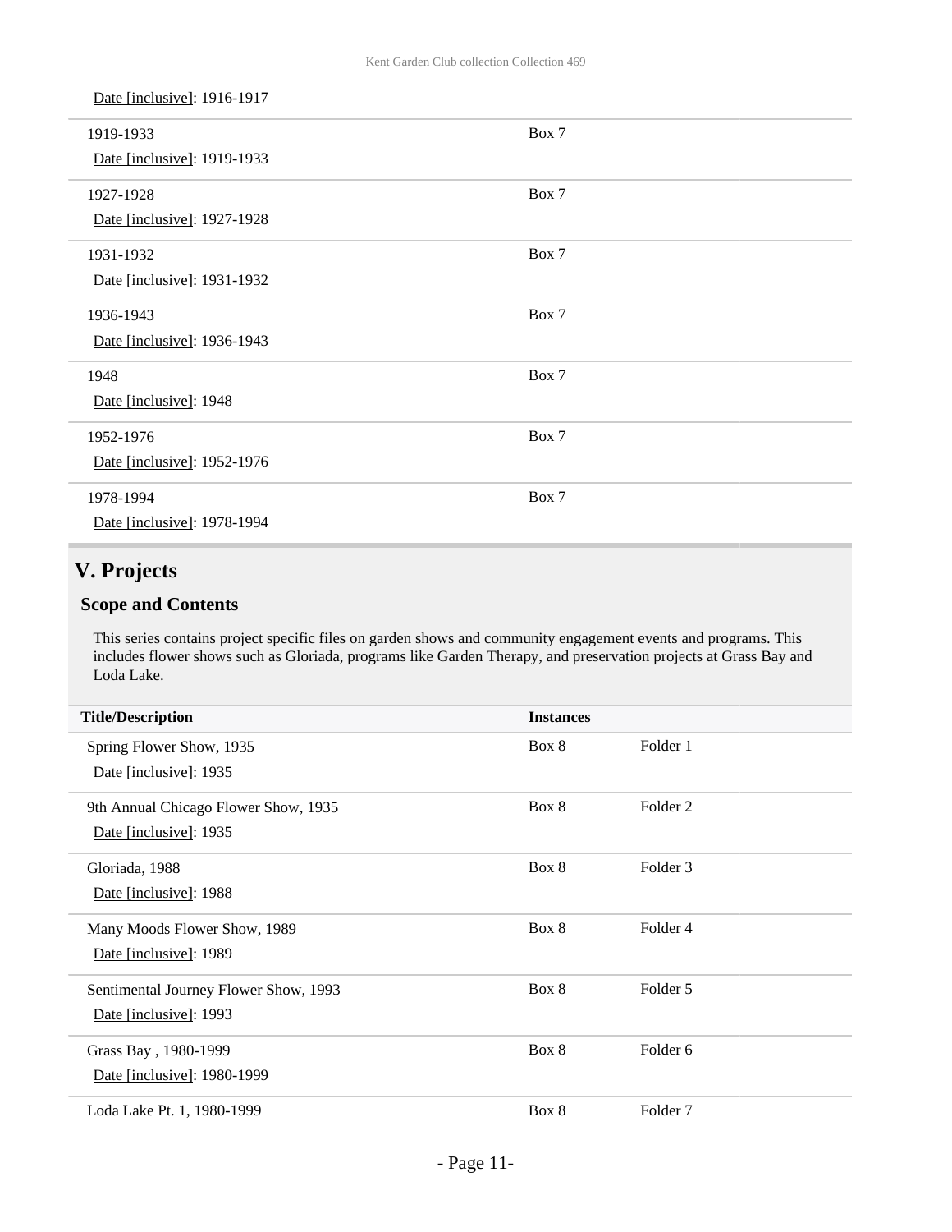Date [inclusive]: 1916-1917

| | |
|---|---|
| 1919-1933<br>Date [inclusive]: 1919-1933 | Box 7 |
| 1927-1928<br>Date [inclusive]: 1927-1928 | Box 7 |
| 1931-1932<br>Date [inclusive]: 1931-1932 | Box 7 |
| 1936-1943<br>Date [inclusive]: 1936-1943 | Box 7 |
| 1948<br>Date [inclusive]: 1948 | Box 7 |
| 1952-1976<br>Date [inclusive]: 1952-1976 | Box 7 |
| 1978-1994<br>Date [inclusive]: 1978-1994 | Box 7 |

## V. Projects

### Scope and Contents

This series contains project specific files on garden shows and community engagement events and programs. This includes flower shows such as Gloriada, programs like Garden Therapy, and preservation projects at Grass Bay and Loda Lake.

| Title/Description | Instances | |
|---|---|---|
| Spring Flower Show, 1935<br>Date [inclusive]: 1935 | Box 8 | Folder 1 |
| 9th Annual Chicago Flower Show, 1935<br>Date [inclusive]: 1935 | Box 8 | Folder 2 |
| Gloriada, 1988<br>Date [inclusive]: 1988 | Box 8 | Folder 3 |
| Many Moods Flower Show, 1989<br>Date [inclusive]: 1989 | Box 8 | Folder 4 |
| Sentimental Journey Flower Show, 1993<br>Date [inclusive]: 1993 | Box 8 | Folder 5 |
| Grass Bay , 1980-1999<br>Date [inclusive]: 1980-1999 | Box 8 | Folder 6 |
| Loda Lake Pt. 1, 1980-1999 | Box 8 | Folder 7 |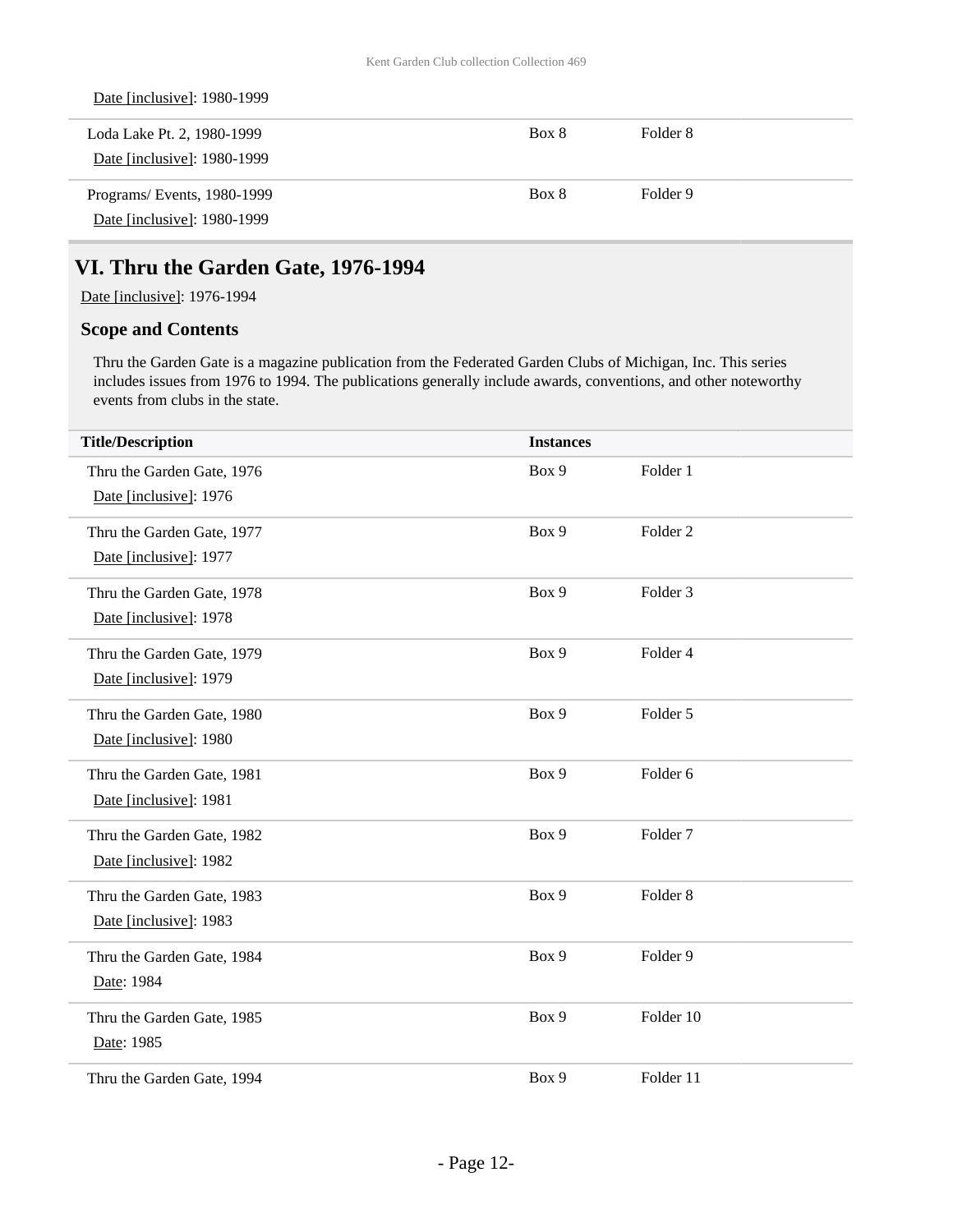Date [inclusive]: 1980-1999

| Title/Description | Instances | |
|---|---|---|
| Loda Lake Pt. 2, 1980-1999<br>Date [inclusive]: 1980-1999 | Box 8 | Folder 8 |
| Programs/ Events, 1980-1999<br>Date [inclusive]: 1980-1999 | Box 8 | Folder 9 |

## VI. Thru the Garden Gate, 1976-1994

Date [inclusive]: 1976-1994

### Scope and Contents

Thru the Garden Gate is a magazine publication from the Federated Garden Clubs of Michigan, Inc. This series includes issues from 1976 to 1994. The publications generally include awards, conventions, and other noteworthy events from clubs in the state.

| Title/Description | Instances | |
|---|---|---|
| Thru the Garden Gate, 1976<br>Date [inclusive]: 1976 | Box 9 | Folder 1 |
| Thru the Garden Gate, 1977<br>Date [inclusive]: 1977 | Box 9 | Folder 2 |
| Thru the Garden Gate, 1978<br>Date [inclusive]: 1978 | Box 9 | Folder 3 |
| Thru the Garden Gate, 1979<br>Date [inclusive]: 1979 | Box 9 | Folder 4 |
| Thru the Garden Gate, 1980<br>Date [inclusive]: 1980 | Box 9 | Folder 5 |
| Thru the Garden Gate, 1981<br>Date [inclusive]: 1981 | Box 9 | Folder 6 |
| Thru the Garden Gate, 1982<br>Date [inclusive]: 1982 | Box 9 | Folder 7 |
| Thru the Garden Gate, 1983<br>Date [inclusive]: 1983 | Box 9 | Folder 8 |
| Thru the Garden Gate, 1984<br>Date: 1984 | Box 9 | Folder 9 |
| Thru the Garden Gate, 1985<br>Date: 1985 | Box 9 | Folder 10 |
| Thru the Garden Gate, 1994 | Box 9 | Folder 11 |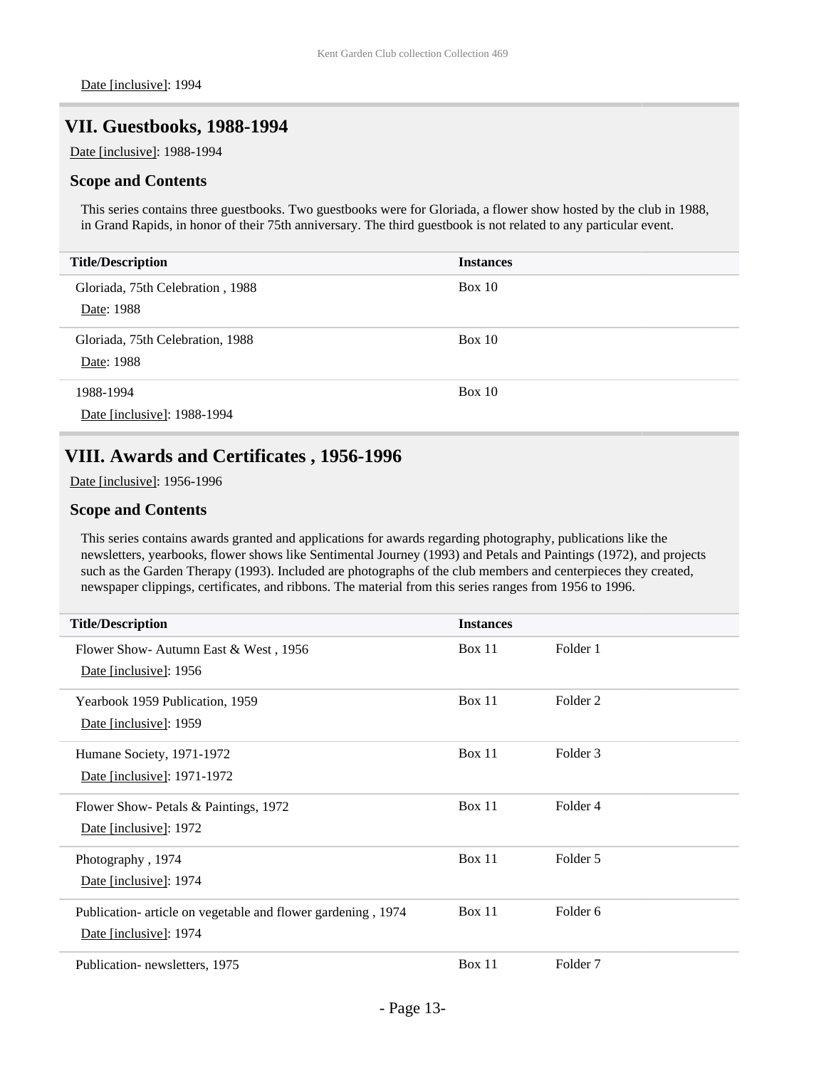Date [inclusive]: 1994

## VII. Guestbooks, 1988-1994

Date [inclusive]: 1988-1994

### Scope and Contents

This series contains three guestbooks. Two guestbooks were for Gloriada, a flower show hosted by the club in 1988, in Grand Rapids, in honor of their 75th anniversary. The third guestbook is not related to any particular event.

| Title/Description | Instances |
| --- | --- |
| Gloriada, 75th Celebration , 1988<br>Date: 1988 | Box 10 |
| Gloriada, 75th Celebration, 1988<br>Date: 1988 | Box 10 |
| 1988-1994<br>Date [inclusive]: 1988-1994 | Box 10 |

## VIII. Awards and Certificates , 1956-1996

Date [inclusive]: 1956-1996

### Scope and Contents

This series contains awards granted and applications for awards regarding photography, publications like the newsletters, yearbooks, flower shows like Sentimental Journey (1993) and Petals and Paintings (1972), and projects such as the Garden Therapy (1993). Included are photographs of the club members and centerpieces they created, newspaper clippings, certificates, and ribbons. The material from this series ranges from 1956 to 1996.

| Title/Description | Instances | |
| --- | --- | --- |
| Flower Show- Autumn East & West , 1956<br>Date [inclusive]: 1956 | Box 11 | Folder 1 |
| Yearbook 1959 Publication, 1959<br>Date [inclusive]: 1959 | Box 11 | Folder 2 |
| Humane Society, 1971-1972<br>Date [inclusive]: 1971-1972 | Box 11 | Folder 3 |
| Flower Show- Petals & Paintings, 1972<br>Date [inclusive]: 1972 | Box 11 | Folder 4 |
| Photography , 1974<br>Date [inclusive]: 1974 | Box 11 | Folder 5 |
| Publication- article on vegetable and flower gardening , 1974<br>Date [inclusive]: 1974 | Box 11 | Folder 6 |
| Publication- newsletters, 1975 | Box 11 | Folder 7 |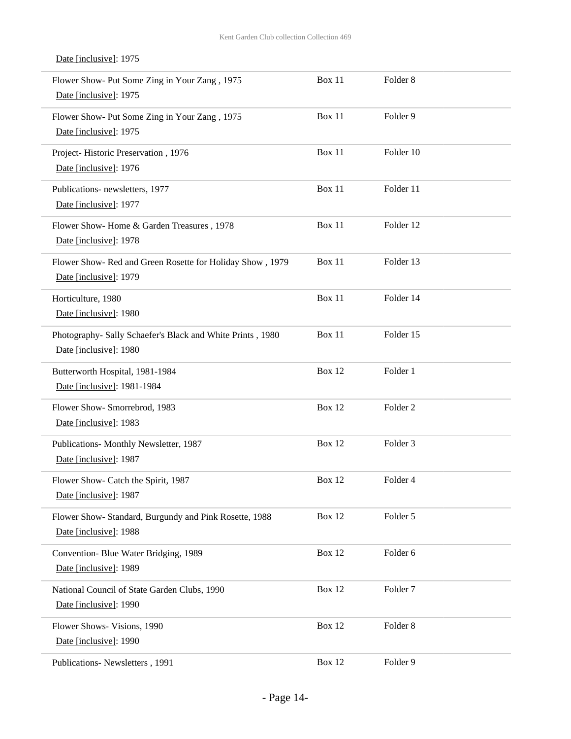Date [inclusive]: 1975

| | | |
|---|---|---|
| Flower Show- Put Some Zing in Your Zang , 1975<br>Date [inclusive]: 1975 | Box 11 | Folder 8 |
| Flower Show- Put Some Zing in Your Zang , 1975<br>Date [inclusive]: 1975 | Box 11 | Folder 9 |
| Project- Historic Preservation , 1976<br>Date [inclusive]: 1976 | Box 11 | Folder 10 |
| Publications- newsletters, 1977<br>Date [inclusive]: 1977 | Box 11 | Folder 11 |
| Flower Show- Home & Garden Treasures , 1978<br>Date [inclusive]: 1978 | Box 11 | Folder 12 |
| Flower Show- Red and Green Rosette for Holiday Show , 1979<br>Date [inclusive]: 1979 | Box 11 | Folder 13 |
| Horticulture, 1980<br>Date [inclusive]: 1980 | Box 11 | Folder 14 |
| Photography- Sally Schaefer's Black and White Prints , 1980<br>Date [inclusive]: 1980 | Box 11 | Folder 15 |
| Butterworth Hospital, 1981-1984<br>Date [inclusive]: 1981-1984 | Box 12 | Folder 1 |
| Flower Show- Smorrebrod, 1983<br>Date [inclusive]: 1983 | Box 12 | Folder 2 |
| Publications- Monthly Newsletter, 1987<br>Date [inclusive]: 1987 | Box 12 | Folder 3 |
| Flower Show- Catch the Spirit, 1987<br>Date [inclusive]: 1987 | Box 12 | Folder 4 |
| Flower Show- Standard, Burgundy and Pink Rosette, 1988<br>Date [inclusive]: 1988 | Box 12 | Folder 5 |
| Convention- Blue Water Bridging, 1989<br>Date [inclusive]: 1989 | Box 12 | Folder 6 |
| National Council of State Garden Clubs, 1990<br>Date [inclusive]: 1990 | Box 12 | Folder 7 |
| Flower Shows- Visions, 1990<br>Date [inclusive]: 1990 | Box 12 | Folder 8 |
| Publications- Newsletters , 1991 | Box 12 | Folder 9 |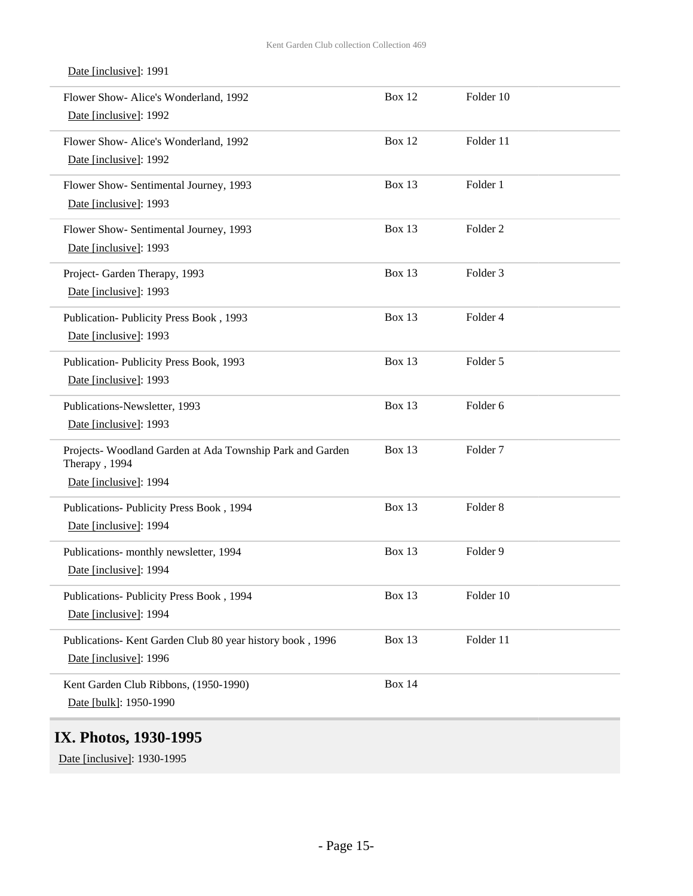Date [inclusive]: 1991

| | | |
|---|---|---|
| Flower Show- Alice's Wonderland, 1992<br>Date [inclusive]: 1992 | Box 12 | Folder 10 |
| Flower Show- Alice's Wonderland, 1992<br>Date [inclusive]: 1992 | Box 12 | Folder 11 |
| Flower Show- Sentimental Journey, 1993<br>Date [inclusive]: 1993 | Box 13 | Folder 1 |
| Flower Show- Sentimental Journey, 1993<br>Date [inclusive]: 1993 | Box 13 | Folder 2 |
| Project- Garden Therapy, 1993<br>Date [inclusive]: 1993 | Box 13 | Folder 3 |
| Publication- Publicity Press Book , 1993<br>Date [inclusive]: 1993 | Box 13 | Folder 4 |
| Publication- Publicity Press Book, 1993<br>Date [inclusive]: 1993 | Box 13 | Folder 5 |
| Publications-Newsletter, 1993<br>Date [inclusive]: 1993 | Box 13 | Folder 6 |
| Projects- Woodland Garden at Ada Township Park and Garden Therapy , 1994<br>Date [inclusive]: 1994 | Box 13 | Folder 7 |
| Publications- Publicity Press Book , 1994<br>Date [inclusive]: 1994 | Box 13 | Folder 8 |
| Publications- monthly newsletter, 1994<br>Date [inclusive]: 1994 | Box 13 | Folder 9 |
| Publications- Publicity Press Book , 1994<br>Date [inclusive]: 1994 | Box 13 | Folder 10 |
| Publications- Kent Garden Club 80 year history book , 1996<br>Date [inclusive]: 1996 | Box 13 | Folder 11 |
| Kent Garden Club Ribbons, (1950-1990)<br>Date [bulk]: 1950-1990 | Box 14 | |

## IX. Photos, 1930-1995

Date [inclusive]: 1930-1995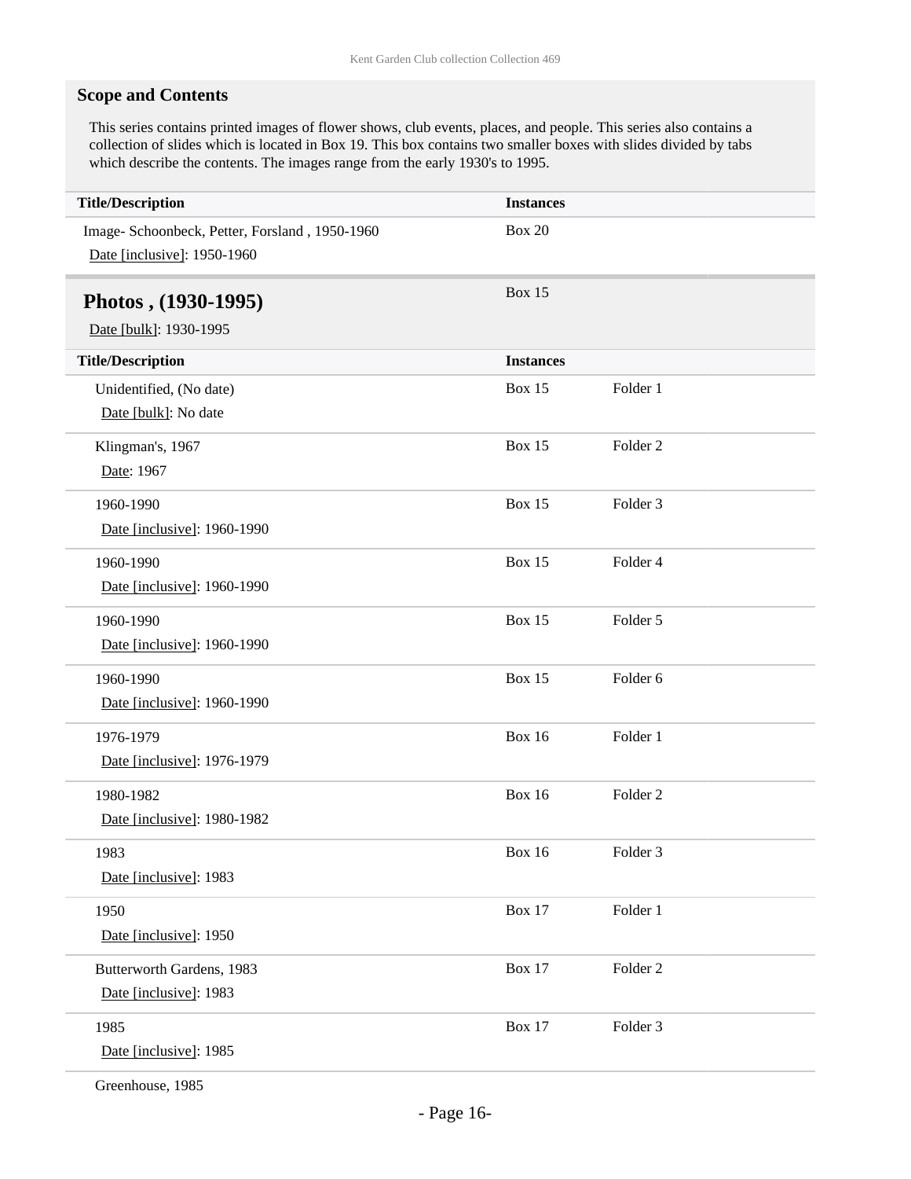### Scope and Contents

This series contains printed images of flower shows, club events, places, and people. This series also contains a collection of slides which is located in Box 19. This box contains two smaller boxes with slides divided by tabs which describe the contents. The images range from the early 1930's to 1995.

| Title/Description | Instances |
| --- | --- |
| Image- Schoonbeck, Petter, Forsland , 1950-1960<br>Date [inclusive]: 1950-1960 | Box 20 |

## Photos , (1930-1995)

Date [bulk]: 1930-1995

Box 15

| Title/Description | Instances | |
| --- | --- | --- |
| Unidentified, (No date)<br>Date [bulk]: No date | Box 15 | Folder 1 |
| Klingman's, 1967<br>Date: 1967 | Box 15 | Folder 2 |
| 1960-1990<br>Date [inclusive]: 1960-1990 | Box 15 | Folder 3 |
| 1960-1990<br>Date [inclusive]: 1960-1990 | Box 15 | Folder 4 |
| 1960-1990<br>Date [inclusive]: 1960-1990 | Box 15 | Folder 5 |
| 1960-1990<br>Date [inclusive]: 1960-1990 | Box 15 | Folder 6 |
| 1976-1979<br>Date [inclusive]: 1976-1979 | Box 16 | Folder 1 |
| 1980-1982<br>Date [inclusive]: 1980-1982 | Box 16 | Folder 2 |
| 1983<br>Date [inclusive]: 1983 | Box 16 | Folder 3 |
| 1950<br>Date [inclusive]: 1950 | Box 17 | Folder 1 |
| Butterworth Gardens, 1983<br>Date [inclusive]: 1983 | Box 17 | Folder 2 |
| 1985<br>Date [inclusive]: 1985 | Box 17 | Folder 3 |
| Greenhouse, 1985 | | |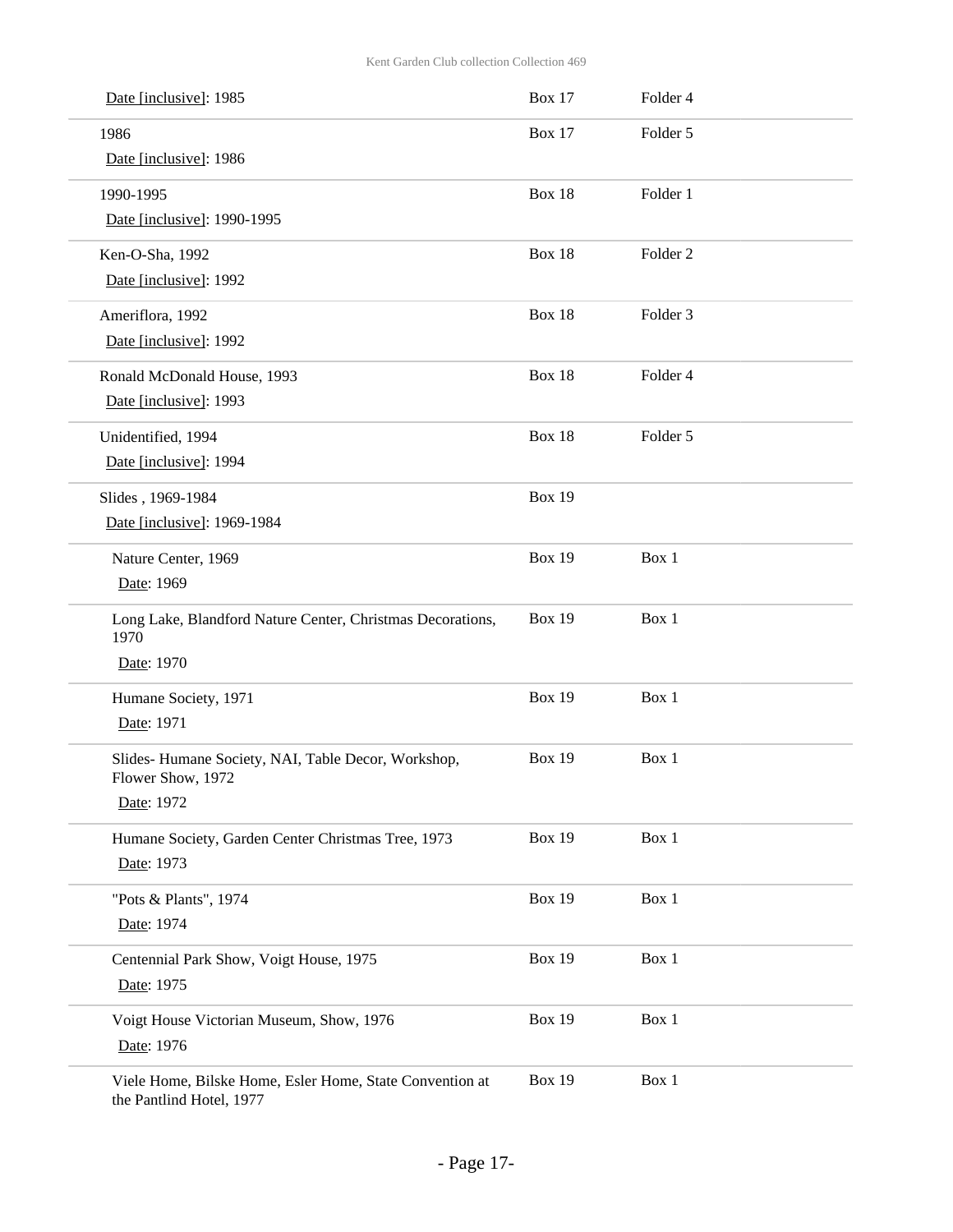| Title | Box | Folder |
|---|---|---|
| Date [inclusive]: 1985 | Box 17 | Folder 4 |
| 1986<br>Date [inclusive]: 1986 | Box 17 | Folder 5 |
| 1990-1995<br>Date [inclusive]: 1990-1995 | Box 18 | Folder 1 |
| Ken-O-Sha, 1992<br>Date [inclusive]: 1992 | Box 18 | Folder 2 |
| Ameriflora, 1992<br>Date [inclusive]: 1992 | Box 18 | Folder 3 |
| Ronald McDonald House, 1993<br>Date [inclusive]: 1993 | Box 18 | Folder 4 |
| Unidentified, 1994<br>Date [inclusive]: 1994 | Box 18 | Folder 5 |
| Slides , 1969-1984<br>Date [inclusive]: 1969-1984 | Box 19 | |
| Nature Center, 1969<br>Date: 1969 | Box 19 | Box 1 |
| Long Lake, Blandford Nature Center, Christmas Decorations, 1970<br>Date: 1970 | Box 19 | Box 1 |
| Humane Society, 1971<br>Date: 1971 | Box 19 | Box 1 |
| Slides- Humane Society, NAI, Table Decor, Workshop, Flower Show, 1972<br>Date: 1972 | Box 19 | Box 1 |
| Humane Society, Garden Center Christmas Tree, 1973<br>Date: 1973 | Box 19 | Box 1 |
| "Pots & Plants", 1974<br>Date: 1974 | Box 19 | Box 1 |
| Centennial Park Show, Voigt House, 1975<br>Date: 1975 | Box 19 | Box 1 |
| Voigt House Victorian Museum, Show, 1976<br>Date: 1976 | Box 19 | Box 1 |
| Viele Home, Bilske Home, Esler Home, State Convention at the Pantlind Hotel, 1977 | Box 19 | Box 1 |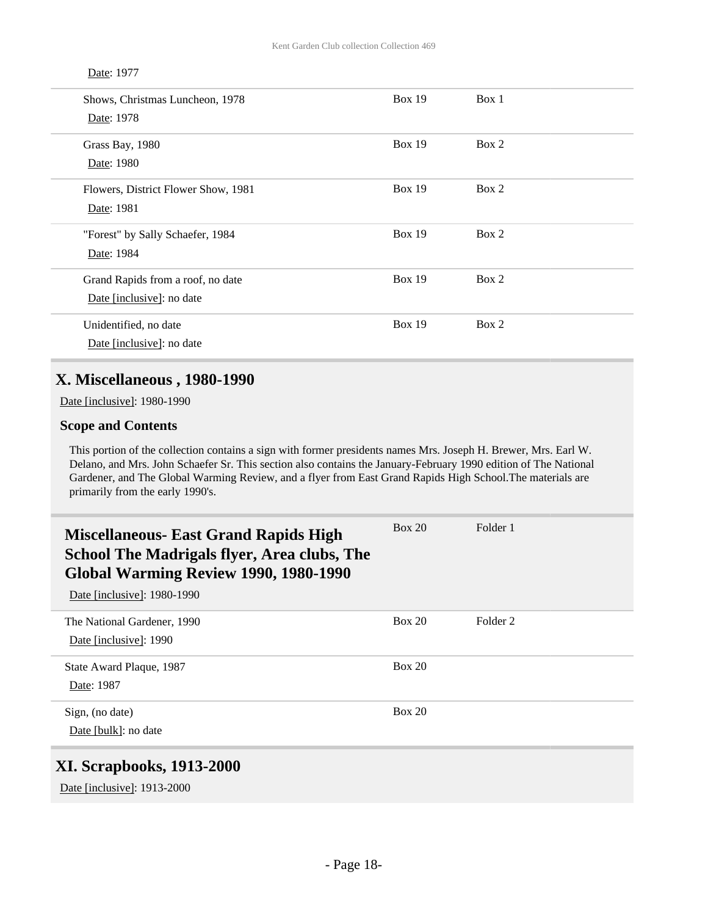Date: 1977

| | | |
|---|---|---|
| Shows, Christmas Luncheon, 1978<br>Date: 1978 | Box 19 | Box 1 |
| Grass Bay, 1980<br>Date: 1980 | Box 19 | Box 2 |
| Flowers, District Flower Show, 1981<br>Date: 1981 | Box 19 | Box 2 |
| "Forest" by Sally Schaefer, 1984<br>Date: 1984 | Box 19 | Box 2 |
| Grand Rapids from a roof, no date<br>Date [inclusive]: no date | Box 19 | Box 2 |
| Unidentified, no date<br>Date [inclusive]: no date | Box 19 | Box 2 |

## X. Miscellaneous , 1980-1990

Date [inclusive]: 1980-1990

### Scope and Contents

This portion of the collection contains a sign with former presidents names Mrs. Joseph H. Brewer, Mrs. Earl W. Delano, and Mrs. John Schaefer Sr. This section also contains the January-February 1990 edition of The National Gardener, and The Global Warming Review, and a flyer from East Grand Rapids High School.The materials are primarily from the early 1990's.

### Miscellaneous- East Grand Rapids High School The Madrigals flyer, Area clubs, The Global Warming Review 1990, 1980-1990

Date [inclusive]: 1980-1990

Box 20 Folder 1

| | | |
|---|---|---|
| The National Gardener, 1990<br>Date [inclusive]: 1990 | Box 20 | Folder 2 |
| State Award Plaque, 1987<br>Date: 1987 | Box 20 | |
| Sign, (no date)<br>Date [bulk]: no date | Box 20 | |

## XI. Scrapbooks, 1913-2000

Date [inclusive]: 1913-2000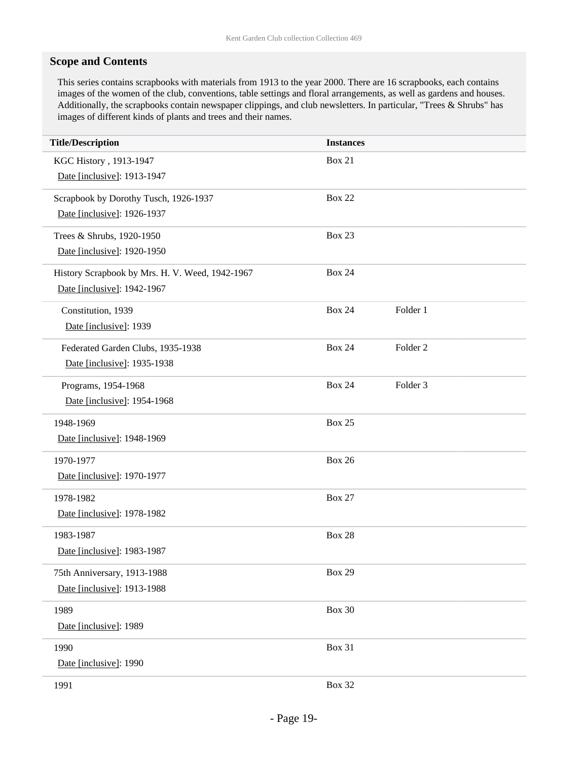## Scope and Contents

This series contains scrapbooks with materials from 1913 to the year 2000. There are 16 scrapbooks, each contains images of the women of the club, conventions, table settings and floral arrangements, as well as gardens and houses. Additionally, the scrapbooks contain newspaper clippings, and club newsletters. In particular, "Trees & Shrubs" has images of different kinds of plants and trees and their names.

| Title/Description | Instances | |
|---|---|---|
| KGC History , 1913-1947<br>Date [inclusive]: 1913-1947 | Box 21 | |
| Scrapbook by Dorothy Tusch, 1926-1937<br>Date [inclusive]: 1926-1937 | Box 22 | |
| Trees & Shrubs, 1920-1950<br>Date [inclusive]: 1920-1950 | Box 23 | |
| History Scrapbook by Mrs. H. V. Weed, 1942-1967<br>Date [inclusive]: 1942-1967 | Box 24 | |
| Constitution, 1939<br>Date [inclusive]: 1939 | Box 24 | Folder 1 |
| Federated Garden Clubs, 1935-1938<br>Date [inclusive]: 1935-1938 | Box 24 | Folder 2 |
| Programs, 1954-1968<br>Date [inclusive]: 1954-1968 | Box 24 | Folder 3 |
| 1948-1969<br>Date [inclusive]: 1948-1969 | Box 25 | |
| 1970-1977<br>Date [inclusive]: 1970-1977 | Box 26 | |
| 1978-1982<br>Date [inclusive]: 1978-1982 | Box 27 | |
| 1983-1987<br>Date [inclusive]: 1983-1987 | Box 28 | |
| 75th Anniversary, 1913-1988<br>Date [inclusive]: 1913-1988 | Box 29 | |
| 1989<br>Date [inclusive]: 1989 | Box 30 | |
| 1990<br>Date [inclusive]: 1990 | Box 31 | |
| 1991 | Box 32 | |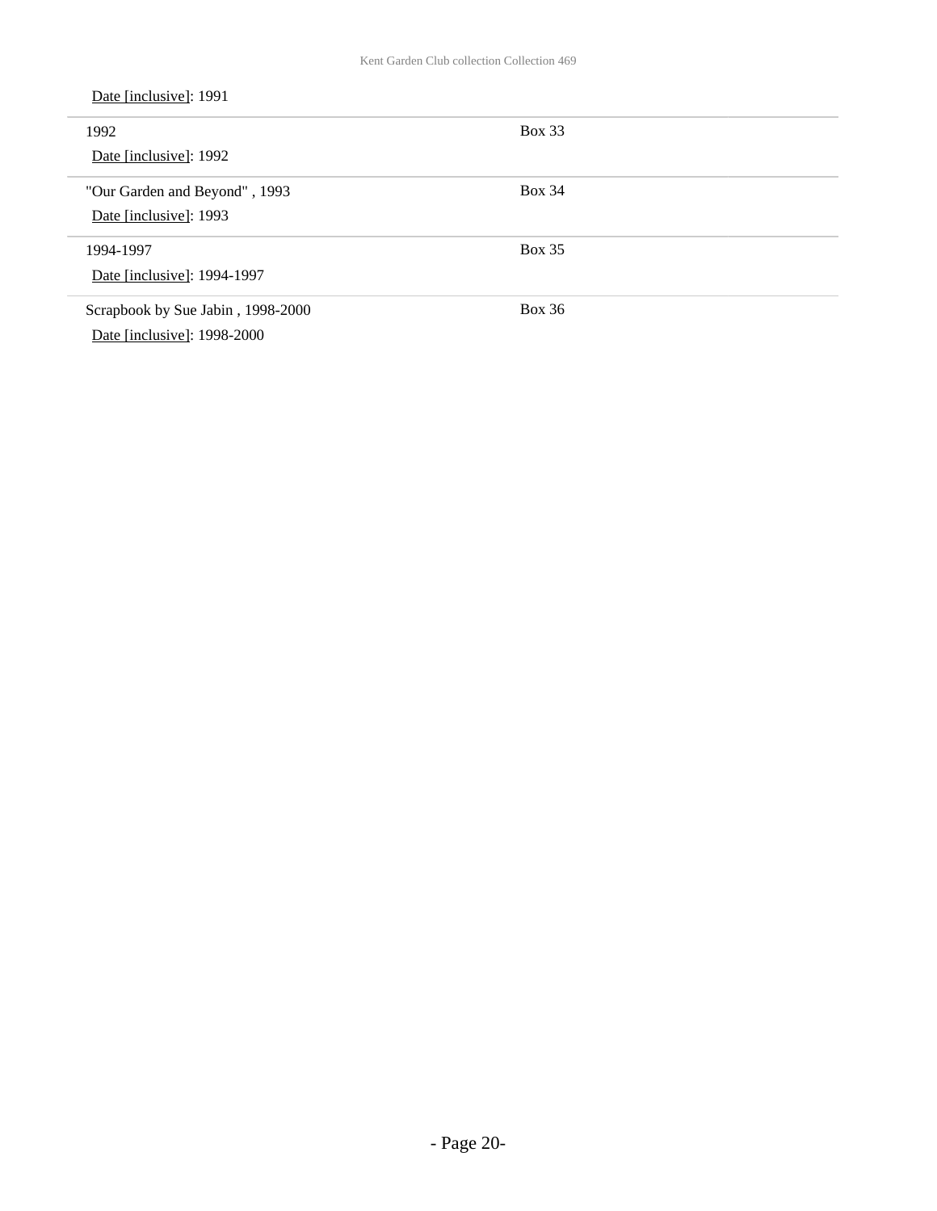Date [inclusive]: 1991

| | |
|---|---|
| 1992<br>Date [inclusive]: 1992 | Box 33 |
| "Our Garden and Beyond" , 1993<br>Date [inclusive]: 1993 | Box 34 |
| 1994-1997<br>Date [inclusive]: 1994-1997 | Box 35 |
| Scrapbook by Sue Jabin , 1998-2000<br>Date [inclusive]: 1998-2000 | Box 36 |